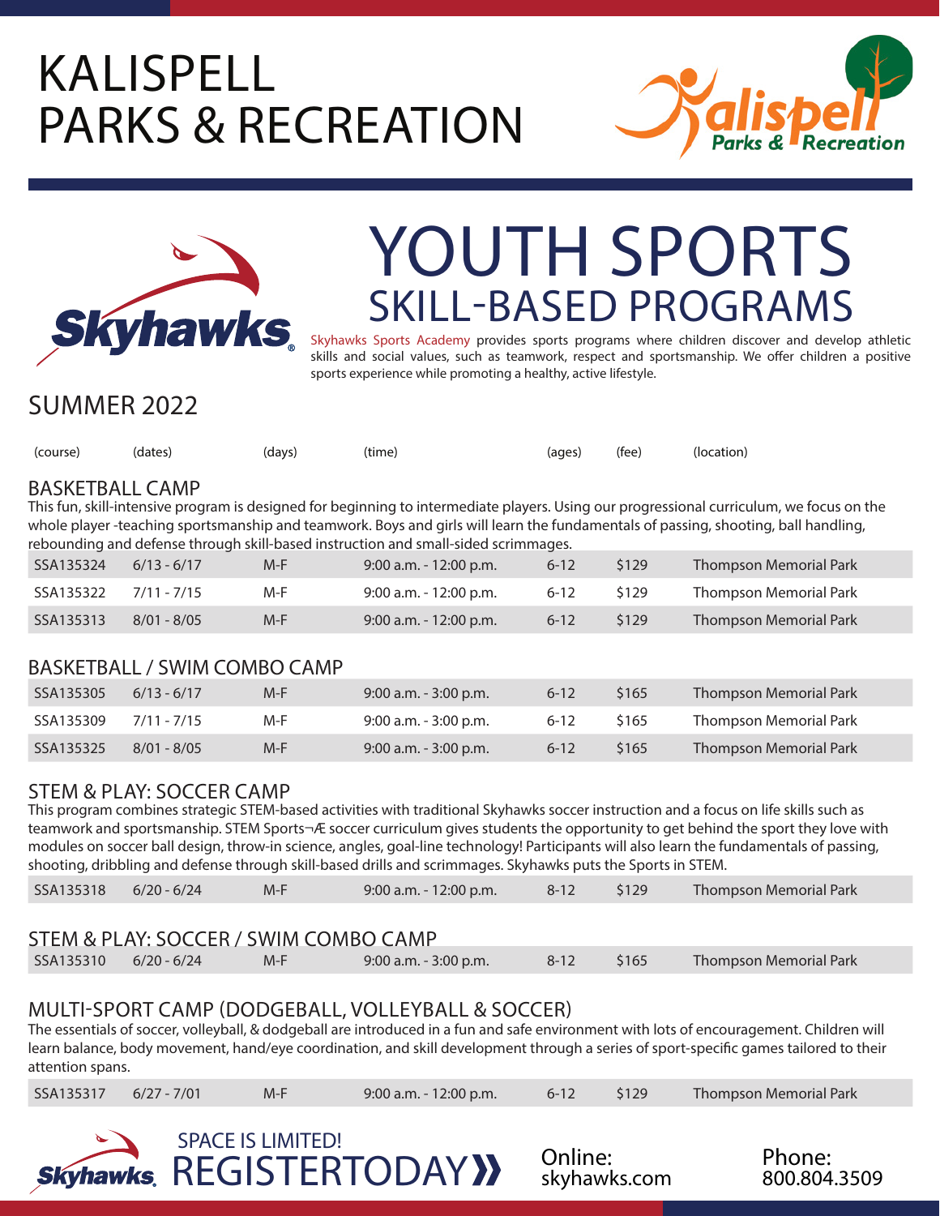# KALISPELL PARKS & RECREATION

# YOUTH SPORTS
## SKILL-BASED PROGRAMS

Skyhawks Sports Academy provides sports programs where children discover and develop athletic skills and social values, such as teamwork, respect and sportsmanship. We offer children a positive sports experience while promoting a healthy, active lifestyle.

## SUMMER 2022

### BASKETBALL CAMP

This fun, skill-intensive program is designed for beginning to intermediate players. Using our progressional curriculum, we focus on the whole player -teaching sportsmanship and teamwork. Boys and girls will learn the fundamentals of passing, shooting, ball handling, rebounding and defense through skill-based instruction and small-sided scrimmages.

| (course) | (dates) | (days) | (time) | (ages) | (fee) | (location) |
|---|---|---|---|---|---|---|
| SSA135324 | 6/13 - 6/17 | M-F | 9:00 a.m. - 12:00 p.m. | 6-12 | $129 | Thompson Memorial Park |
| SSA135322 | 7/11 - 7/15 | M-F | 9:00 a.m. - 12:00 p.m. | 6-12 | $129 | Thompson Memorial Park |
| SSA135313 | 8/01 - 8/05 | M-F | 9:00 a.m. - 12:00 p.m. | 6-12 | $129 | Thompson Memorial Park |

### BASKETBALL / SWIM COMBO CAMP

| (course) | (dates) | (days) | (time) | (ages) | (fee) | (location) |
|---|---|---|---|---|---|---|
| SSA135305 | 6/13 - 6/17 | M-F | 9:00 a.m. - 3:00 p.m. | 6-12 | $165 | Thompson Memorial Park |
| SSA135309 | 7/11 - 7/15 | M-F | 9:00 a.m. - 3:00 p.m. | 6-12 | $165 | Thompson Memorial Park |
| SSA135325 | 8/01 - 8/05 | M-F | 9:00 a.m. - 3:00 p.m. | 6-12 | $165 | Thompson Memorial Park |

### STEM & PLAY: SOCCER CAMP

This program combines strategic STEM-based activities with traditional Skyhawks soccer instruction and a focus on life skills such as teamwork and sportsmanship. STEM Sports¬Æ soccer curriculum gives students the opportunity to get behind the sport they love with modules on soccer ball design, throw-in science, angles, goal-line technology! Participants will also learn the fundamentals of passing, shooting, dribbling and defense through skill-based drills and scrimmages. Skyhawks puts the Sports in STEM.

| (course) | (dates) | (days) | (time) | (ages) | (fee) | (location) |
|---|---|---|---|---|---|---|
| SSA135318 | 6/20 - 6/24 | M-F | 9:00 a.m. - 12:00 p.m. | 8-12 | $129 | Thompson Memorial Park |

### STEM & PLAY: SOCCER / SWIM COMBO CAMP

| (course) | (dates) | (days) | (time) | (ages) | (fee) | (location) |
|---|---|---|---|---|---|---|
| SSA135310 | 6/20 - 6/24 | M-F | 9:00 a.m. - 3:00 p.m. | 8-12 | $165 | Thompson Memorial Park |

### MULTI-SPORT CAMP (DODGEBALL, VOLLEYBALL & SOCCER)

The essentials of soccer, volleyball, & dodgeball are introduced in a fun and safe environment with lots of encouragement. Children will learn balance, body movement, hand/eye coordination, and skill development through a series of sport-specific games tailored to their attention spans.

| (course) | (dates) | (days) | (time) | (ages) | (fee) | (location) |
|---|---|---|---|---|---|---|
| SSA135317 | 6/27 - 7/01 | M-F | 9:00 a.m. - 12:00 p.m. | 6-12 | $129 | Thompson Memorial Park |

SPACE IS LIMITED!
**REGISTER TODAY**

Online: skyhawks.com

Phone: 800.804.3509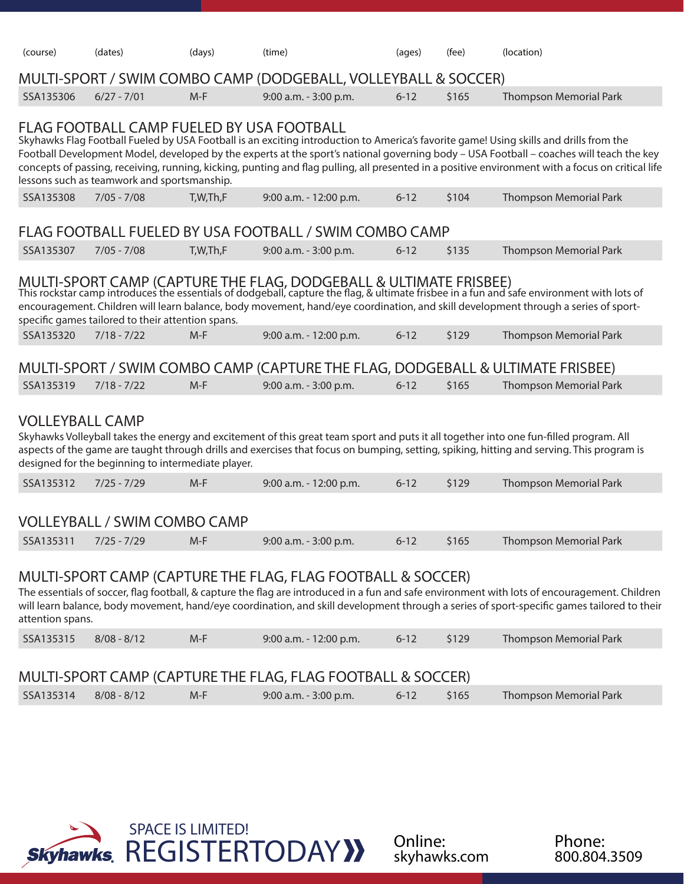| (course) | (dates) | (days) | (time) | (ages) | (fee) | (location) |
|---|---|---|---|---|---|---|

## MULTI-SPORT / SWIM COMBO CAMP (DODGEBALL, VOLLEYBALL & SOCCER)

| | | | | | | |
|---|---|---|---|---|---|---|
| SSA135306 | 6/27 - 7/01 | M-F | 9:00 a.m. - 3:00 p.m. | 6-12 | $165 | Thompson Memorial Park |

## FLAG FOOTBALL CAMP FUELED BY USA FOOTBALL

Skyhawks Flag Football Fueled by USA Football is an exciting introduction to America's favorite game! Using skills and drills from the Football Development Model, developed by the experts at the sport's national governing body – USA Football – coaches will teach the key concepts of passing, receiving, running, kicking, punting and flag pulling, all presented in a positive environment with a focus on critical life lessons such as teamwork and sportsmanship.

| | | | | | | |
|---|---|---|---|---|---|---|
| SSA135308 | 7/05 - 7/08 | T,W,Th,F | 9:00 a.m. - 12:00 p.m. | 6-12 | $104 | Thompson Memorial Park |

## FLAG FOOTBALL FUELED BY USA FOOTBALL / SWIM COMBO CAMP

| | | | | | | |
|---|---|---|---|---|---|---|
| SSA135307 | 7/05 - 7/08 | T,W,Th,F | 9:00 a.m. - 3:00 p.m. | 6-12 | $135 | Thompson Memorial Park |

## MULTI-SPORT CAMP (CAPTURE THE FLAG, DODGEBALL & ULTIMATE FRISBEE)

This rockstar camp introduces the essentials of dodgeball, capture the flag, & ultimate frisbee in a fun and safe environment with lots of encouragement. Children will learn balance, body movement, hand/eye coordination, and skill development through a series of sport-specific games tailored to their attention spans.

| | | | | | | |
|---|---|---|---|---|---|---|
| SSA135320 | 7/18 - 7/22 | M-F | 9:00 a.m. - 12:00 p.m. | 6-12 | $129 | Thompson Memorial Park |

## MULTI-SPORT / SWIM COMBO CAMP (CAPTURE THE FLAG, DODGEBALL & ULTIMATE FRISBEE)

| | | | | | | |
|---|---|---|---|---|---|---|
| SSA135319 | 7/18 - 7/22 | M-F | 9:00 a.m. - 3:00 p.m. | 6-12 | $165 | Thompson Memorial Park |

## VOLLEYBALL CAMP

Skyhawks Volleyball takes the energy and excitement of this great team sport and puts it all together into one fun-filled program. All aspects of the game are taught through drills and exercises that focus on bumping, setting, spiking, hitting and serving. This program is designed for the beginning to intermediate player.

| | | | | | | |
|---|---|---|---|---|---|---|
| SSA135312 | 7/25 - 7/29 | M-F | 9:00 a.m. - 12:00 p.m. | 6-12 | $129 | Thompson Memorial Park |

## VOLLEYBALL / SWIM COMBO CAMP

| | | | | | | |
|---|---|---|---|---|---|---|
| SSA135311 | 7/25 - 7/29 | M-F | 9:00 a.m. - 3:00 p.m. | 6-12 | $165 | Thompson Memorial Park |

## MULTI-SPORT CAMP (CAPTURE THE FLAG, FLAG FOOTBALL & SOCCER)

The essentials of soccer, flag football, & capture the flag are introduced in a fun and safe environment with lots of encouragement. Children will learn balance, body movement, hand/eye coordination, and skill development through a series of sport-specific games tailored to their attention spans.

| | | | | | | |
|---|---|---|---|---|---|---|
| SSA135315 | 8/08 - 8/12 | M-F | 9:00 a.m. - 12:00 p.m. | 6-12 | $129 | Thompson Memorial Park |

## MULTI-SPORT CAMP (CAPTURE THE FLAG, FLAG FOOTBALL & SOCCER)

| | | | | | | |
|---|---|---|---|---|---|---|
| SSA135314 | 8/08 - 8/12 | M-F | 9:00 a.m. - 3:00 p.m. | 6-12 | $165 | Thompson Memorial Park |

Skyhawks

SPACE IS LIMITED!
REGISTER TODAY »

Online:
skyhawks.com

Phone:
800.804.3509